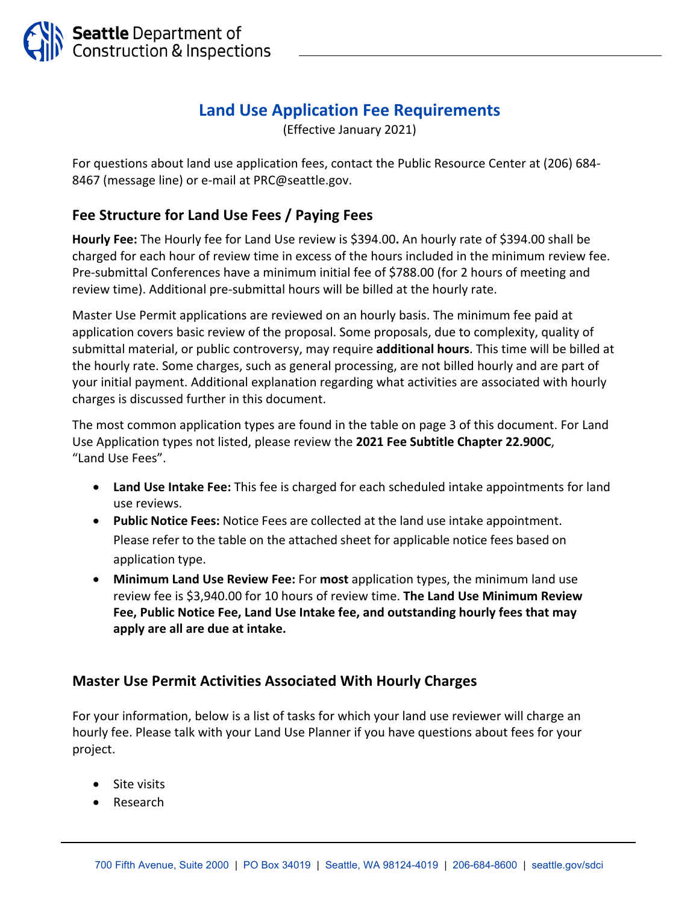# Land Use Application Fee Requirements

(Effective January 2021)

For questions about land use application fees, contact the Public Resource Center at (206) 684-8467 (message line) or e-mail at PRC@seattle.gov.

## Fee Structure for Land Use Fees / Paying Fees

**Hourly Fee:** The Hourly fee for Land Use review is $394.00**.** An hourly rate of $394.00 shall be charged for each hour of review time in excess of the hours included in the minimum review fee. Pre-submittal Conferences have a minimum initial fee of $788.00 (for 2 hours of meeting and review time). Additional pre-submittal hours will be billed at the hourly rate.

Master Use Permit applications are reviewed on an hourly basis. The minimum fee paid at application covers basic review of the proposal. Some proposals, due to complexity, quality of submittal material, or public controversy, may require **additional hours**. This time will be billed at the hourly rate. Some charges, such as general processing, are not billed hourly and are part of your initial payment. Additional explanation regarding what activities are associated with hourly charges is discussed further in this document.

The most common application types are found in the table on page 3 of this document. For Land Use Application types not listed, please review the **2021 Fee Subtitle Chapter 22.900C**, "Land Use Fees".

- **Land Use Intake Fee:** This fee is charged for each scheduled intake appointments for land use reviews.
- **Public Notice Fees:** Notice Fees are collected at the land use intake appointment. Please refer to the table on the attached sheet for applicable notice fees based on application type.
- **Minimum Land Use Review Fee:** For **most** application types, the minimum land use review fee is $3,940.00 for 10 hours of review time. **The Land Use Minimum Review Fee, Public Notice Fee, Land Use Intake fee, and outstanding hourly fees that may apply are all are due at intake.**

## Master Use Permit Activities Associated With Hourly Charges

For your information, below is a list of tasks for which your land use reviewer will charge an hourly fee. Please talk with your Land Use Planner if you have questions about fees for your project.

- Site visits
- Research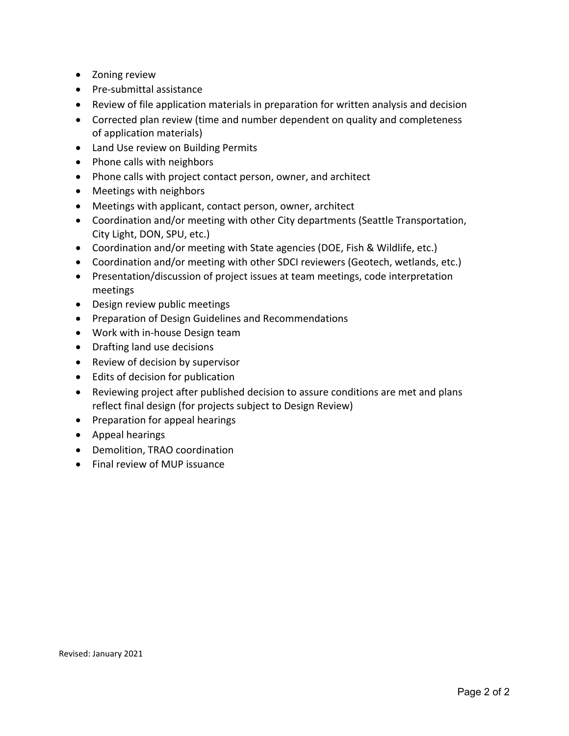- Zoning review
- Pre-submittal assistance
- Review of file application materials in preparation for written analysis and decision
- Corrected plan review (time and number dependent on quality and completeness of application materials)
- Land Use review on Building Permits
- Phone calls with neighbors
- Phone calls with project contact person, owner, and architect
- Meetings with neighbors
- Meetings with applicant, contact person, owner, architect
- Coordination and/or meeting with other City departments (Seattle Transportation, City Light, DON, SPU, etc.)
- Coordination and/or meeting with State agencies (DOE, Fish & Wildlife, etc.)
- Coordination and/or meeting with other SDCI reviewers (Geotech, wetlands, etc.)
- Presentation/discussion of project issues at team meetings, code interpretation meetings
- Design review public meetings
- Preparation of Design Guidelines and Recommendations
- Work with in-house Design team
- Drafting land use decisions
- Review of decision by supervisor
- Edits of decision for publication
- Reviewing project after published decision to assure conditions are met and plans reflect final design (for projects subject to Design Review)
- Preparation for appeal hearings
- Appeal hearings
- Demolition, TRAO coordination
- Final review of MUP issuance

Revised: January 2021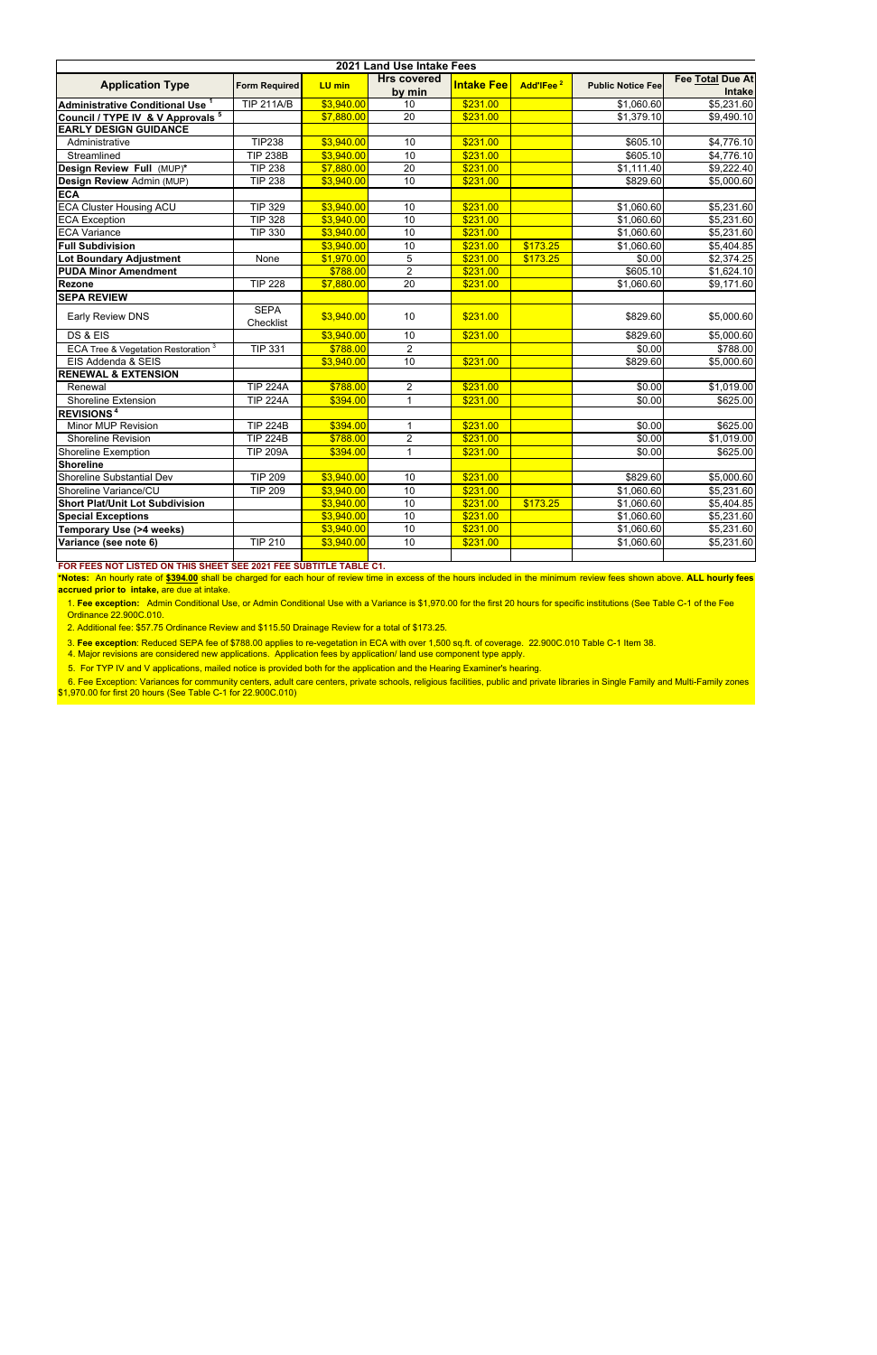## 2021 Land Use Intake Fees

| Application Type | Form Required | LU min | Hrs covered by min | Intake Fee | Add'lFee [2] | Public Notice Fee | Fee Total Due At Intake |
|---|---|---|---|---|---|---|---|
| **Administrative Conditional Use [1]** | TIP 211A/B | $3,940.00 | 10 | $231.00 | | $1,060.60 | $5,231.60 |
| **Council / TYPE IV & V Approvals [5]** | | $7,880.00 | 20 | $231.00 | | $1,379.10 | $9,490.10 |
| **EARLY DESIGN GUIDANCE** | | | | | | | |
| Administrative | TIP238 | $3,940.00 | 10 | $231.00 | | $605.10 | $4,776.10 |
| Streamlined | TIP 238B | $3,940.00 | 10 | $231.00 | | $605.10 | $4,776.10 |
| **Design Review Full** (MUP)* | TIP 238 | $7,880.00 | 20 | $231.00 | | $1,111.40 | $9,222.40 |
| **Design Review** Admin (MUP) | TIP 238 | $3,940.00 | 10 | $231.00 | | $829.60 | $5,000.60 |
| **ECA** | | | | | | | |
| ECA Cluster Housing ACU | TIP 329 | $3,940.00 | 10 | $231.00 | | $1,060.60 | $5,231.60 |
| ECA Exception | TIP 328 | $3,940.00 | 10 | $231.00 | | $1,060.60 | $5,231.60 |
| ECA Variance | TIP 330 | $3,940.00 | 10 | $231.00 | | $1,060.60 | $5,231.60 |
| **Full Subdivision** | | $3,940.00 | 10 | $231.00 | $173.25 | $1,060.60 | $5,404.85 |
| **Lot Boundary Adjustment** | None | $1,970.00 | 5 | $231.00 | $173.25 | $0.00 | $2,374.25 |
| **PUDA Minor Amendment** | | $788.00 | 2 | $231.00 | | $605.10 | $1,624.10 |
| **Rezone** | TIP 228 | $7,880.00 | 20 | $231.00 | | $1,060.60 | $9,171.60 |
| **SEPA REVIEW** | | | | | | | |
| Early Review DNS | SEPA Checklist | $3,940.00 | 10 | $231.00 | | $829.60 | $5,000.60 |
| DS & EIS | | $3,940.00 | 10 | $231.00 | | $829.60 | $5,000.60 |
| ECA Tree & Vegetation Restoration [3] | TIP 331 | $788.00 | 2 | | | $0.00 | $788.00 |
| EIS Addenda & SEIS | | $3,940.00 | 10 | $231.00 | | $829.60 | $5,000.60 |
| **RENEWAL & EXTENSION** | | | | | | | |
| Renewal | TIP 224A | $788.00 | 2 | $231.00 | | $0.00 | $1,019.00 |
| Shoreline Extension | TIP 224A | $394.00 | 1 | $231.00 | | $0.00 | $625.00 |
| **REVISIONS [4]** | | | | | | | |
| Minor MUP Revision | TIP 224B | $394.00 | 1 | $231.00 | | $0.00 | $625.00 |
| Shoreline Revision | TIP 224B | $788.00 | 2 | $231.00 | | $0.00 | $1,019.00 |
| Shoreline Exemption | TIP 209A | $394.00 | 1 | $231.00 | | $0.00 | $625.00 |
| **Shoreline** | | | | | | | |
| Shoreline Substantial Dev | TIP 209 | $3,940.00 | 10 | $231.00 | | $829.60 | $5,000.60 |
| Shoreline Variance/CU | TIP 209 | $3,940.00 | 10 | $231.00 | | $1,060.60 | $5,231.60 |
| **Short Plat/Unit Lot Subdivision** | | $3,940.00 | 10 | $231.00 | $173.25 | $1,060.60 | $5,404.85 |
| **Special Exceptions** | | $3,940.00 | 10 | $231.00 | | $1,060.60 | $5,231.60 |
| **Temporary Use (>4 weeks)** | | $3,940.00 | 10 | $231.00 | | $1,060.60 | $5,231.60 |
| **Variance (see note 6)** | TIP 210 | $3,940.00 | 10 | $231.00 | | $1,060.60 | $5,231.60 |

**FOR FEES NOT LISTED ON THIS SHEET SEE 2021 FEE SUBTITLE TABLE C1.**

***Notes:** An hourly rate of **$394.00** shall be charged for each hour of review time in excess of the hours included in the minimum review fees shown above. **ALL hourly fees accrued prior to intake,** are due at intake.

1. **Fee exception:** Admin Conditional Use, or Admin Conditional Use with a Variance is $1,970.00 for the first 20 hours for specific institutions (See Table C-1 of the Fee Ordinance 22.900C.010.
2. Additional fee: $57.75 Ordinance Review and $115.50 Drainage Review for a total of $173.25.
3. **Fee exception**: Reduced SEPA fee of $788.00 applies to re-vegetation in ECA with over 1,500 sq.ft. of coverage. 22.900C.010 Table C-1 Item 38.
4. Major revisions are considered new applications. Application fees by application/ land use component type apply.
5. For TYP IV and V applications, mailed notice is provided both for the application and the Hearing Examiner's hearing.
6. Fee Exception: Variances for community centers, adult care centers, private schools, religious facilities, public and private libraries in Single Family and Multi-Family zones $1,970.00 for first 20 hours (See Table C-1 for 22.900C.010)